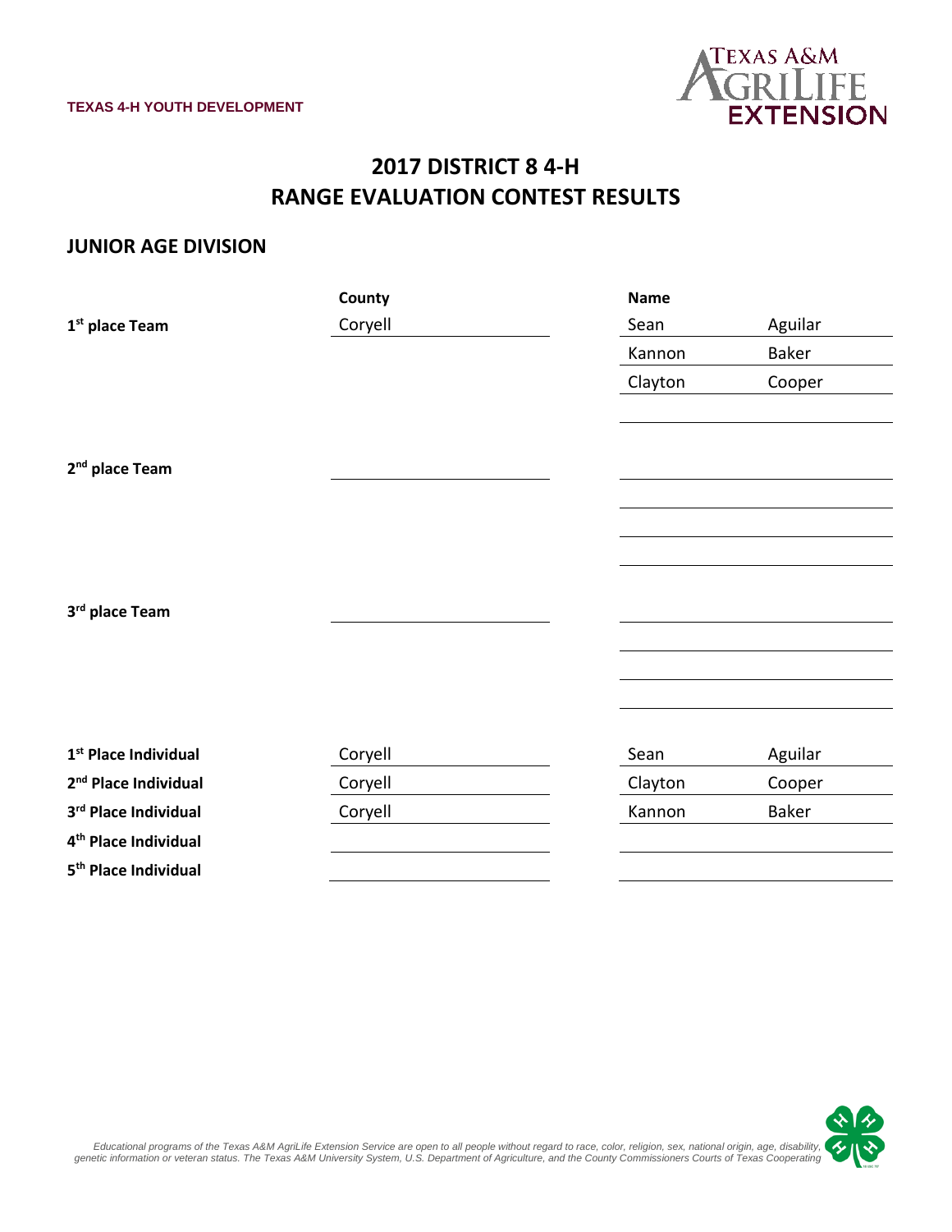TEXAS 4-H YOUTH DEVELOPMENT

TEXAS A&M AGRILIFE EXTENSION

# 2017 DISTRICT 8 4-H
# RANGE EVALUATION CONTEST RESULTS

## JUNIOR AGE DIVISION

| | County | Name | |
|---|---|---|---|
| **1st place Team** | Coryell | Sean | Aguilar |
| | | Kannon | Baker |
| | | Clayton | Cooper |
| | | | |
| **2nd place Team** | | | |
| | | | |
| | | | |
| | | | |
| **3rd place Team** | | | |
| | | | |
| | | | |
| | | | |
| **1st Place Individual** | Coryell | Sean | Aguilar |
| **2nd Place Individual** | Coryell | Clayton | Cooper |
| **3rd Place Individual** | Coryell | Kannon | Baker |
| **4th Place Individual** | | | |
| **5th Place Individual** | | | |

*Educational programs of the Texas A&M AgriLife Extension Service are open to all people without regard to race, color, religion, sex, national origin, age, disability, genetic information or veteran status. The Texas A&M University System, U.S. Department of Agriculture, and the County Commissioners Courts of Texas Cooperating*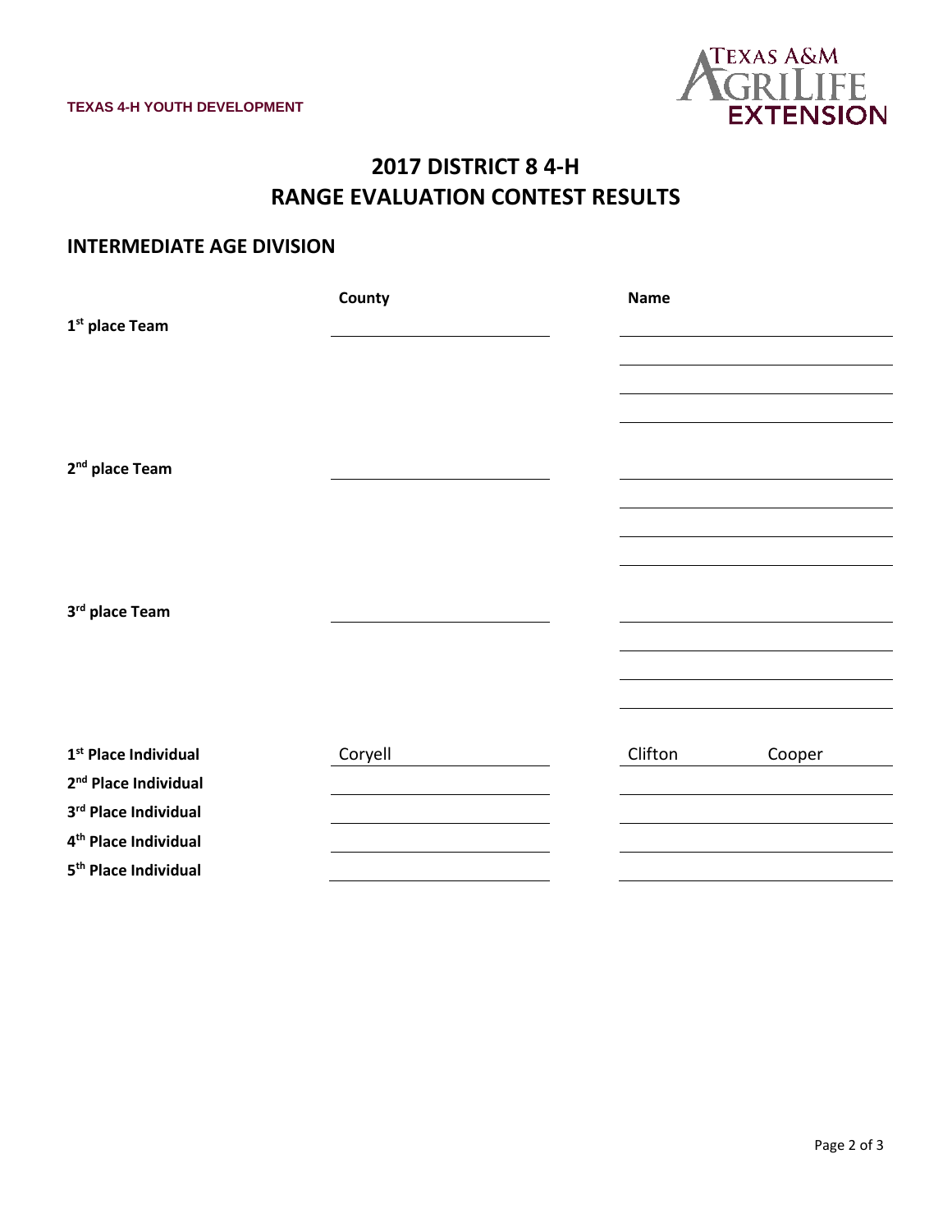TEXAS 4-H YOUTH DEVELOPMENT

# 2017 DISTRICT 8 4-H
# RANGE EVALUATION CONTEST RESULTS

## INTERMEDIATE AGE DIVISION

| | County | Name |
|---|---|---|
| 1st place Team | | |
| | | |
| | | |
| | | |
| 2nd place Team | | |
| | | |
| | | |
| | | |
| 3rd place Team | | |
| | | |
| | | |
| | | |
| 1st Place Individual | Coryell | Clifton Cooper |
| 2nd Place Individual | | |
| 3rd Place Individual | | |
| 4th Place Individual | | |
| 5th Place Individual | | |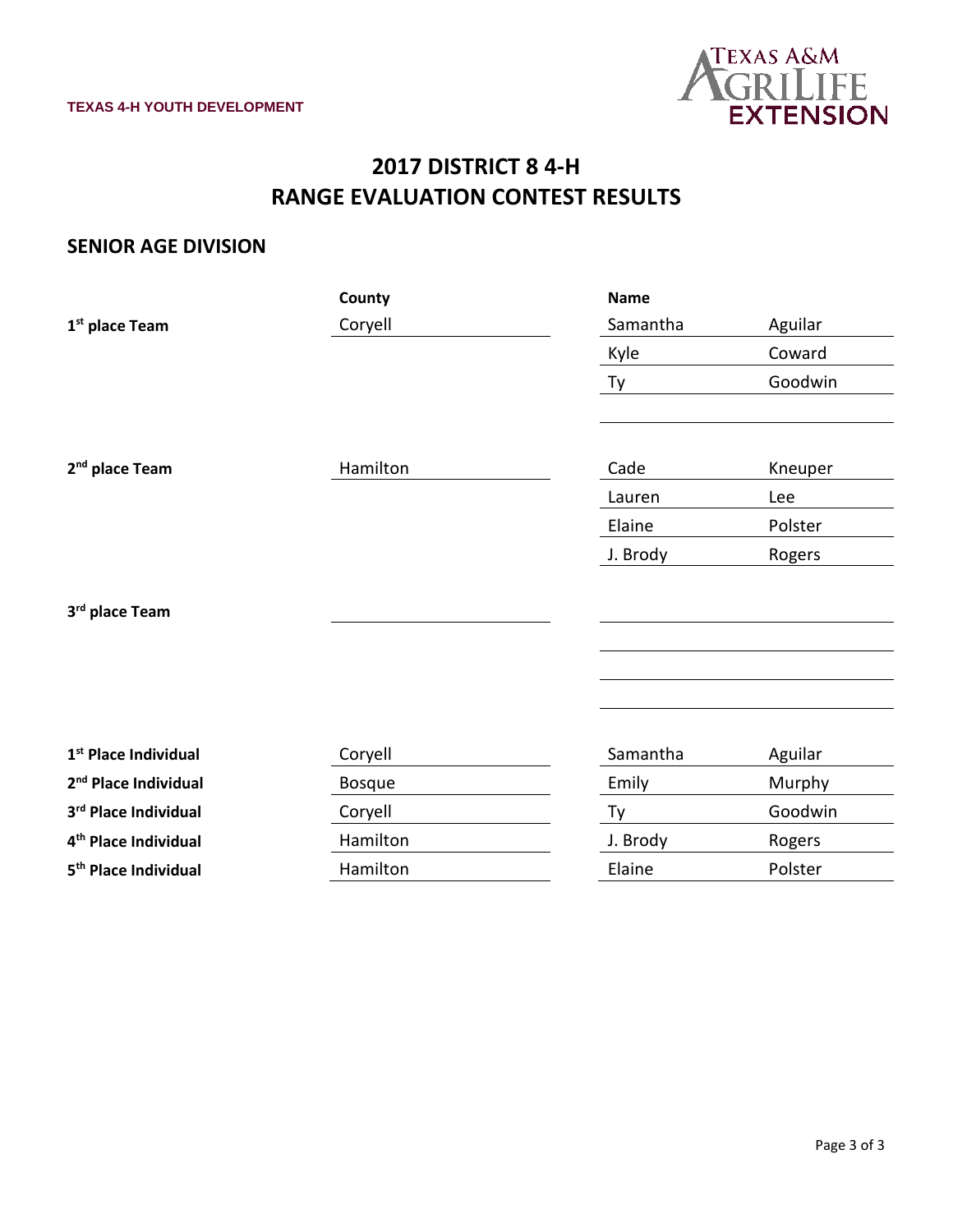TEXAS 4-H YOUTH DEVELOPMENT

# 2017 DISTRICT 8 4-H
# RANGE EVALUATION CONTEST RESULTS

## SENIOR AGE DIVISION

| | County | Name | |
|---|---|---|---|
| **1st place Team** | Coryell | Samantha | Aguilar |
| | | Kyle | Coward |
| | | Ty | Goodwin |
| | | | |
| **2nd place Team** | Hamilton | Cade | Kneuper |
| | | Lauren | Lee |
| | | Elaine | Polster |
| | | J. Brody | Rogers |
| **3rd place Team** | | | |
| | | | |
| | | | |
| | | | |
| **1st Place Individual** | Coryell | Samantha | Aguilar |
| **2nd Place Individual** | Bosque | Emily | Murphy |
| **3rd Place Individual** | Coryell | Ty | Goodwin |
| **4th Place Individual** | Hamilton | J. Brody | Rogers |
| **5th Place Individual** | Hamilton | Elaine | Polster |